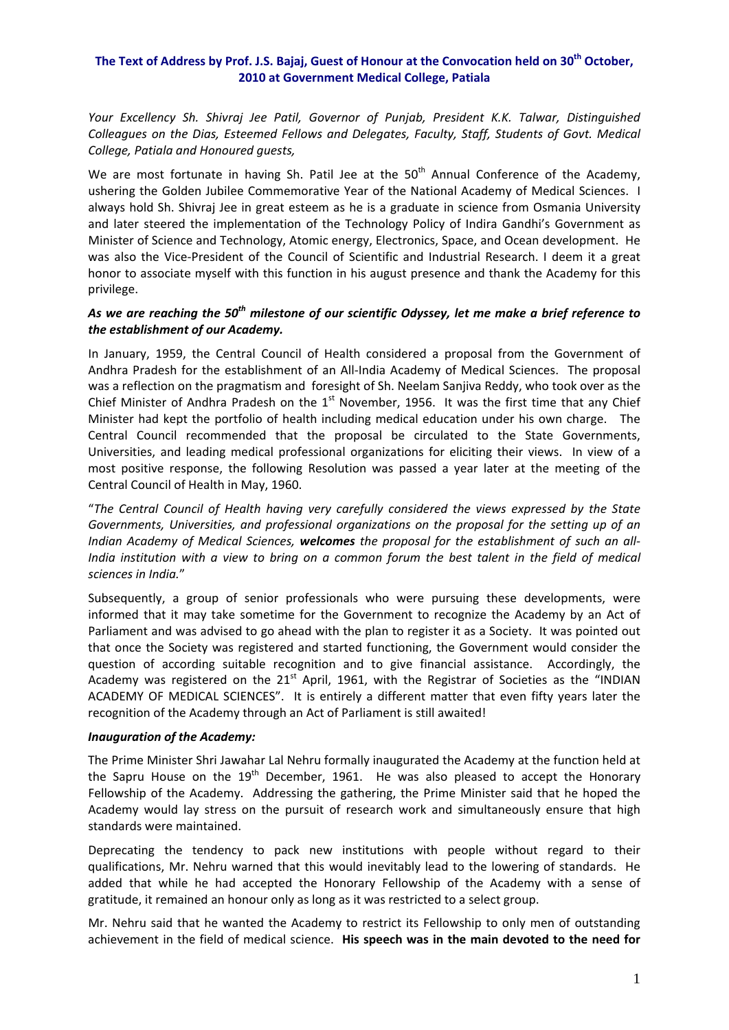**The Text of Address by Prof. J.S. Bajaj, Guest of Honour at the Convocation held on 30th October, 2010 at Government Medical College, Patiala**

*Your Excellency Sh. Shivraj Jee Patil, Governor of Punjab, President K.K. Talwar, Distinguished Colleagues on the Dias, Esteemed Fellows and Delegates, Faculty, Staff, Students of Govt. Medical College, Patiala and Honoured guests,*

We are most fortunate in having Sh. Patil Jee at the 50th Annual Conference of the Academy, ushering the Golden Jubilee Commemorative Year of the National Academy of Medical Sciences. I always hold Sh. Shivraj Jee in great esteem as he is a graduate in science from Osmania University and later steered the implementation of the Technology Policy of Indira Gandhi's Government as Minister of Science and Technology, Atomic energy, Electronics, Space, and Ocean development. He was also the Vice-President of the Council of Scientific and Industrial Research. I deem it a great honor to associate myself with this function in his august presence and thank the Academy for this privilege.

***As we are reaching the 50th milestone of our scientific Odyssey, let me make a brief reference to the establishment of our Academy.***

In January, 1959, the Central Council of Health considered a proposal from the Government of Andhra Pradesh for the establishment of an All-India Academy of Medical Sciences. The proposal was a reflection on the pragmatism and foresight of Sh. Neelam Sanjiva Reddy, who took over as the Chief Minister of Andhra Pradesh on the 1st November, 1956. It was the first time that any Chief Minister had kept the portfolio of health including medical education under his own charge. The Central Council recommended that the proposal be circulated to the State Governments, Universities, and leading medical professional organizations for eliciting their views. In view of a most positive response, the following Resolution was passed a year later at the meeting of the Central Council of Health in May, 1960.

"*The Central Council of Health having very carefully considered the views expressed by the State Governments, Universities, and professional organizations on the proposal for the setting up of an Indian Academy of Medical Sciences, **welcomes** the proposal for the establishment of such an all-India institution with a view to bring on a common forum the best talent in the field of medical sciences in India.*"

Subsequently, a group of senior professionals who were pursuing these developments, were informed that it may take sometime for the Government to recognize the Academy by an Act of Parliament and was advised to go ahead with the plan to register it as a Society. It was pointed out that once the Society was registered and started functioning, the Government would consider the question of according suitable recognition and to give financial assistance. Accordingly, the Academy was registered on the 21st April, 1961, with the Registrar of Societies as the "INDIAN ACADEMY OF MEDICAL SCIENCES". It is entirely a different matter that even fifty years later the recognition of the Academy through an Act of Parliament is still awaited!

***Inauguration of the Academy:***

The Prime Minister Shri Jawahar Lal Nehru formally inaugurated the Academy at the function held at the Sapru House on the 19th December, 1961. He was also pleased to accept the Honorary Fellowship of the Academy. Addressing the gathering, the Prime Minister said that he hoped the Academy would lay stress on the pursuit of research work and simultaneously ensure that high standards were maintained.

Deprecating the tendency to pack new institutions with people without regard to their qualifications, Mr. Nehru warned that this would inevitably lead to the lowering of standards. He added that while he had accepted the Honorary Fellowship of the Academy with a sense of gratitude, it remained an honour only as long as it was restricted to a select group.

Mr. Nehru said that he wanted the Academy to restrict its Fellowship to only men of outstanding achievement in the field of medical science. **His speech was in the main devoted to the need for**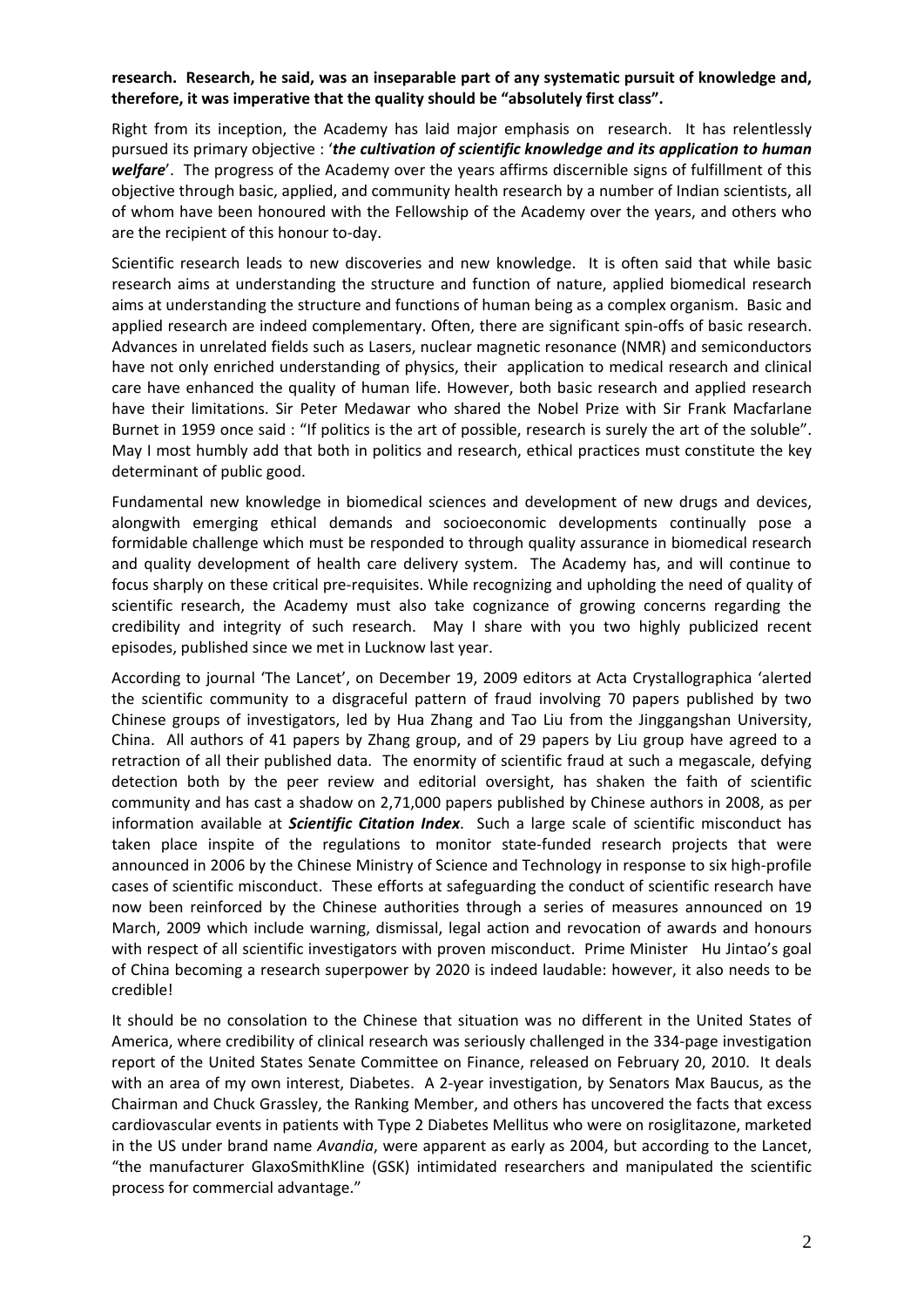**research. Research, he said, was an inseparable part of any systematic pursuit of knowledge and, therefore, it was imperative that the quality should be "absolutely first class".**

Right from its inception, the Academy has laid major emphasis on research. It has relentlessly pursued its primary objective : '***the cultivation of scientific knowledge and its application to human welfare***'. The progress of the Academy over the years affirms discernible signs of fulfillment of this objective through basic, applied, and community health research by a number of Indian scientists, all of whom have been honoured with the Fellowship of the Academy over the years, and others who are the recipient of this honour to-day.

Scientific research leads to new discoveries and new knowledge. It is often said that while basic research aims at understanding the structure and function of nature, applied biomedical research aims at understanding the structure and functions of human being as a complex organism. Basic and applied research are indeed complementary. Often, there are significant spin-offs of basic research. Advances in unrelated fields such as Lasers, nuclear magnetic resonance (NMR) and semiconductors have not only enriched understanding of physics, their application to medical research and clinical care have enhanced the quality of human life. However, both basic research and applied research have their limitations. Sir Peter Medawar who shared the Nobel Prize with Sir Frank Macfarlane Burnet in 1959 once said : "If politics is the art of possible, research is surely the art of the soluble". May I most humbly add that both in politics and research, ethical practices must constitute the key determinant of public good.

Fundamental new knowledge in biomedical sciences and development of new drugs and devices, alongwith emerging ethical demands and socioeconomic developments continually pose a formidable challenge which must be responded to through quality assurance in biomedical research and quality development of health care delivery system. The Academy has, and will continue to focus sharply on these critical pre-requisites. While recognizing and upholding the need of quality of scientific research, the Academy must also take cognizance of growing concerns regarding the credibility and integrity of such research. May I share with you two highly publicized recent episodes, published since we met in Lucknow last year.

According to journal 'The Lancet', on December 19, 2009 editors at Acta Crystallographica 'alerted the scientific community to a disgraceful pattern of fraud involving 70 papers published by two Chinese groups of investigators, led by Hua Zhang and Tao Liu from the Jinggangshan University, China. All authors of 41 papers by Zhang group, and of 29 papers by Liu group have agreed to a retraction of all their published data. The enormity of scientific fraud at such a megascale, defying detection both by the peer review and editorial oversight, has shaken the faith of scientific community and has cast a shadow on 2,71,000 papers published by Chinese authors in 2008, as per information available at ***Scientific Citation Index***. Such a large scale of scientific misconduct has taken place inspite of the regulations to monitor state-funded research projects that were announced in 2006 by the Chinese Ministry of Science and Technology in response to six high-profile cases of scientific misconduct. These efforts at safeguarding the conduct of scientific research have now been reinforced by the Chinese authorities through a series of measures announced on 19 March, 2009 which include warning, dismissal, legal action and revocation of awards and honours with respect of all scientific investigators with proven misconduct. Prime Minister Hu Jintao's goal of China becoming a research superpower by 2020 is indeed laudable: however, it also needs to be credible!

It should be no consolation to the Chinese that situation was no different in the United States of America, where credibility of clinical research was seriously challenged in the 334-page investigation report of the United States Senate Committee on Finance, released on February 20, 2010. It deals with an area of my own interest, Diabetes. A 2-year investigation, by Senators Max Baucus, as the Chairman and Chuck Grassley, the Ranking Member, and others has uncovered the facts that excess cardiovascular events in patients with Type 2 Diabetes Mellitus who were on rosiglitazone, marketed in the US under brand name *Avandia*, were apparent as early as 2004, but according to the Lancet, "the manufacturer GlaxoSmithKline (GSK) intimidated researchers and manipulated the scientific process for commercial advantage."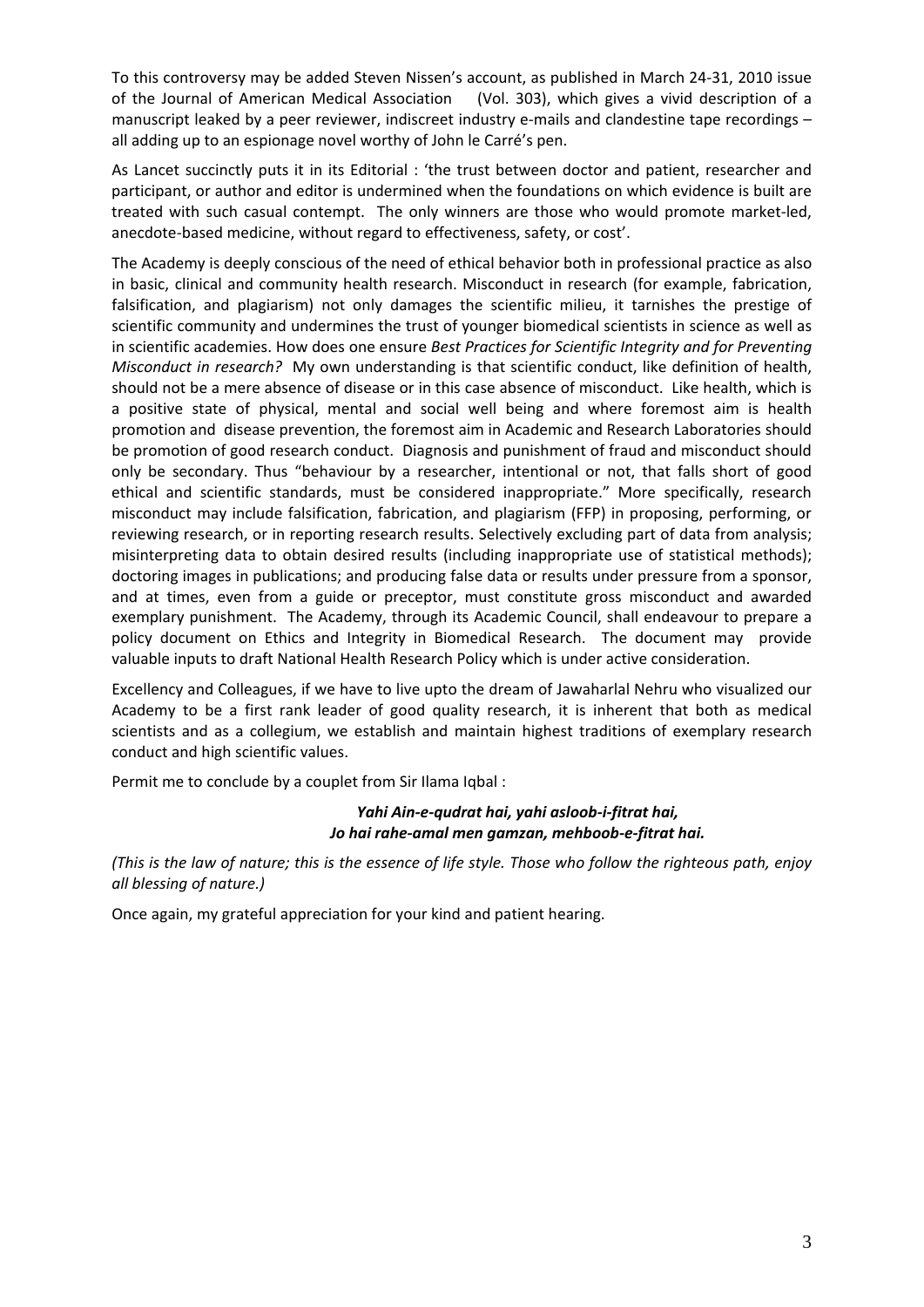To this controversy may be added Steven Nissen's account, as published in March 24-31, 2010 issue of the Journal of American Medical Association (Vol. 303), which gives a vivid description of a manuscript leaked by a peer reviewer, indiscreet industry e-mails and clandestine tape recordings – all adding up to an espionage novel worthy of John le Carré's pen.

As Lancet succinctly puts it in its Editorial : 'the trust between doctor and patient, researcher and participant, or author and editor is undermined when the foundations on which evidence is built are treated with such casual contempt. The only winners are those who would promote market-led, anecdote-based medicine, without regard to effectiveness, safety, or cost'.

The Academy is deeply conscious of the need of ethical behavior both in professional practice as also in basic, clinical and community health research. Misconduct in research (for example, fabrication, falsification, and plagiarism) not only damages the scientific milieu, it tarnishes the prestige of scientific community and undermines the trust of younger biomedical scientists in science as well as in scientific academies. How does one ensure *Best Practices for Scientific Integrity and for Preventing Misconduct in research?* My own understanding is that scientific conduct, like definition of health, should not be a mere absence of disease or in this case absence of misconduct. Like health, which is a positive state of physical, mental and social well being and where foremost aim is health promotion and disease prevention, the foremost aim in Academic and Research Laboratories should be promotion of good research conduct. Diagnosis and punishment of fraud and misconduct should only be secondary. Thus "behaviour by a researcher, intentional or not, that falls short of good ethical and scientific standards, must be considered inappropriate." More specifically, research misconduct may include falsification, fabrication, and plagiarism (FFP) in proposing, performing, or reviewing research, or in reporting research results. Selectively excluding part of data from analysis; misinterpreting data to obtain desired results (including inappropriate use of statistical methods); doctoring images in publications; and producing false data or results under pressure from a sponsor, and at times, even from a guide or preceptor, must constitute gross misconduct and awarded exemplary punishment. The Academy, through its Academic Council, shall endeavour to prepare a policy document on Ethics and Integrity in Biomedical Research. The document may provide valuable inputs to draft National Health Research Policy which is under active consideration.

Excellency and Colleagues, if we have to live upto the dream of Jawaharlal Nehru who visualized our Academy to be a first rank leader of good quality research, it is inherent that both as medical scientists and as a collegium, we establish and maintain highest traditions of exemplary research conduct and high scientific values.

Permit me to conclude by a couplet from Sir Ilama Iqbal :

***Yahi Ain-e-qudrat hai, yahi asloob-i-fitrat hai,***
***Jo hai rahe-amal men gamzan, mehboob-e-fitrat hai.***

*(This is the law of nature; this is the essence of life style. Those who follow the righteous path, enjoy all blessing of nature.)*

Once again, my grateful appreciation for your kind and patient hearing.